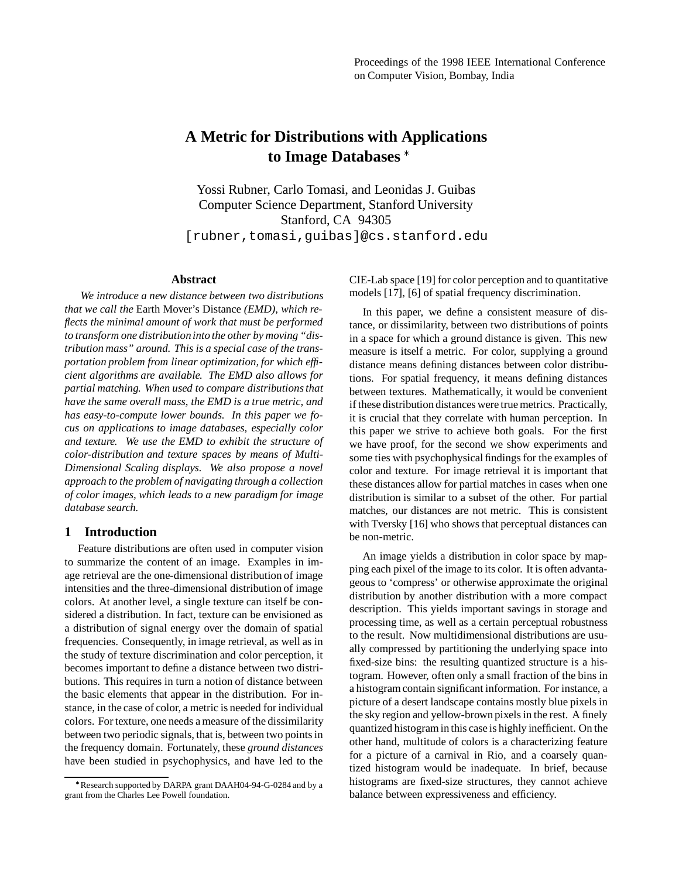Proceedings of the 1998 IEEE International Conference on Computer Vision, Bombay, India

# A Metric for Distributions with Applications to Image Databases *

Yossi Rubner, Carlo Tomasi, and Leonidas J. Guibas
Computer Science Department, Stanford University
Stanford, CA 94305
[rubner,tomasi,guibas]@cs.stanford.edu

### Abstract

*We introduce a new distance between two distributions that we call the* Earth Mover's Distance *(EMD), which reflects the minimal amount of work that must be performed to transform one distribution into the other by moving "distribution mass" around. This is a special case of the transportation problem from linear optimization, for which efficient algorithms are available. The EMD also allows for partial matching. When used to compare distributions that have the same overall mass, the EMD is a true metric, and has easy-to-compute lower bounds. In this paper we focus on applications to image databases, especially color and texture. We use the EMD to exhibit the structure of color-distribution and texture spaces by means of Multi-Dimensional Scaling displays. We also propose a novel approach to the problem of navigating through a collection of color images, which leads to a new paradigm for image database search.*

## 1 Introduction

Feature distributions are often used in computer vision to summarize the content of an image. Examples in image retrieval are the one-dimensional distribution of image intensities and the three-dimensional distribution of image colors. At another level, a single texture can itself be considered a distribution. In fact, texture can be envisioned as a distribution of signal energy over the domain of spatial frequencies. Consequently, in image retrieval, as well as in the study of texture discrimination and color perception, it becomes important to define a distance between two distributions. This requires in turn a notion of distance between the basic elements that appear in the distribution. For instance, in the case of color, a metric is needed for individual colors. For texture, one needs a measure of the dissimilarity between two periodic signals, that is, between two points in the frequency domain. Fortunately, these *ground distances* have been studied in psychophysics, and have led to the CIE-Lab space [19] for color perception and to quantitative models [17], [6] of spatial frequency discrimination.

In this paper, we define a consistent measure of distance, or dissimilarity, between two distributions of points in a space for which a ground distance is given. This new measure is itself a metric. For color, supplying a ground distance means defining distances between color distributions. For spatial frequency, it means defining distances between textures. Mathematically, it would be convenient if these distribution distances were true metrics. Practically, it is crucial that they correlate with human perception. In this paper we strive to achieve both goals. For the first we have proof, for the second we show experiments and some ties with psychophysical findings for the examples of color and texture. For image retrieval it is important that these distances allow for partial matches in cases when one distribution is similar to a subset of the other. For partial matches, our distances are not metric. This is consistent with Tversky [16] who shows that perceptual distances can be non-metric.

An image yields a distribution in color space by mapping each pixel of the image to its color. It is often advantageous to 'compress' or otherwise approximate the original distribution by another distribution with a more compact description. This yields important savings in storage and processing time, as well as a certain perceptual robustness to the result. Now multidimensional distributions are usually compressed by partitioning the underlying space into fixed-size bins: the resulting quantized structure is a histogram. However, often only a small fraction of the bins in a histogram contain significant information. For instance, a picture of a desert landscape contains mostly blue pixels in the sky region and yellow-brown pixels in the rest. A finely quantized histogram in this case is highly inefficient. On the other hand, multitude of colors is a characterizing feature for a picture of a carnival in Rio, and a coarsely quantized histogram would be inadequate. In brief, because histograms are fixed-size structures, they cannot achieve balance between expressiveness and efficiency.

* Research supported by DARPA grant DAAH04-94-G-0284 and by a grant from the Charles Lee Powell foundation.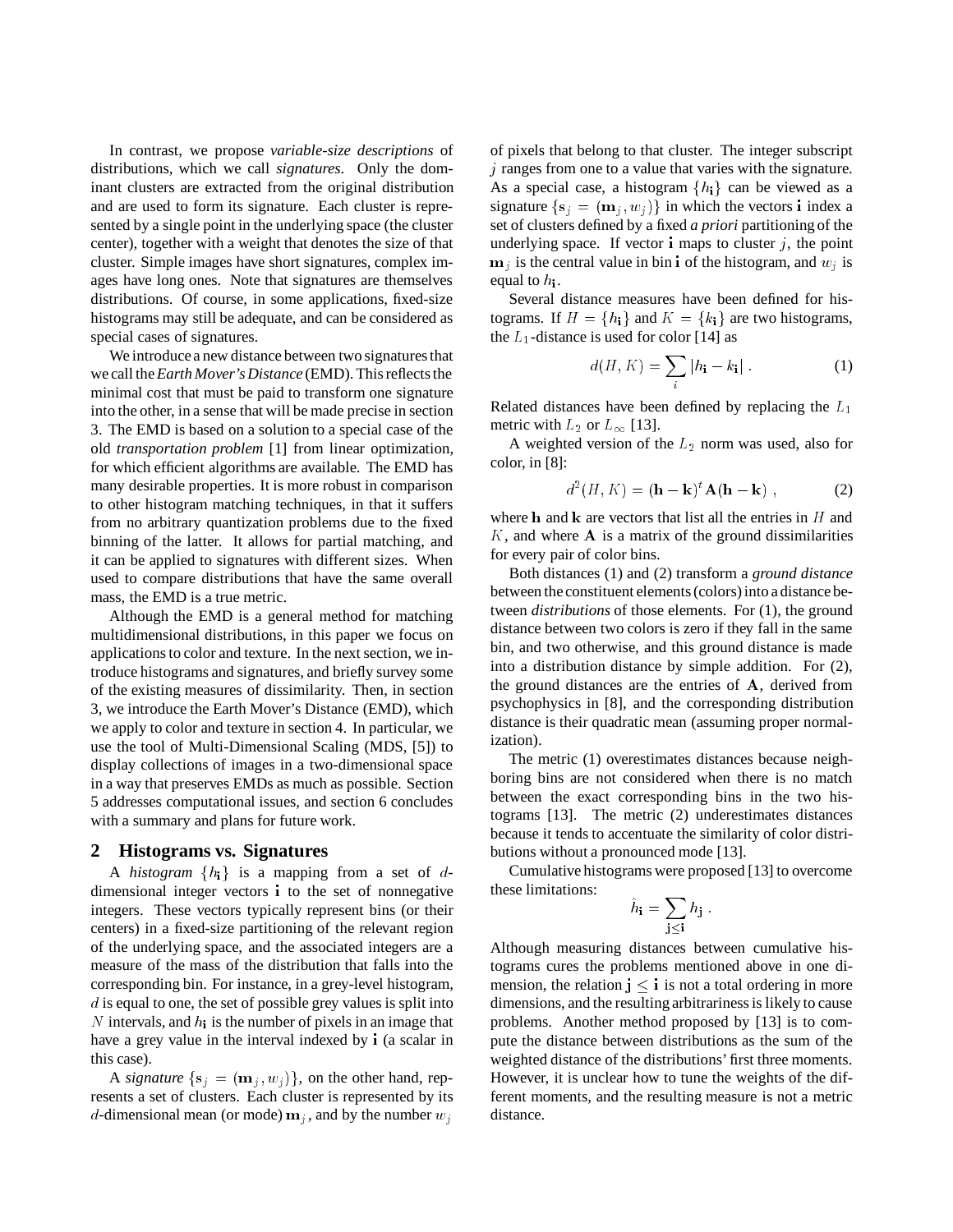In contrast, we propose *variable-size descriptions* of distributions, which we call *signatures*. Only the dominant clusters are extracted from the original distribution and are used to form its signature. Each cluster is represented by a single point in the underlying space (the cluster center), together with a weight that denotes the size of that cluster. Simple images have short signatures, complex images have long ones. Note that signatures are themselves distributions. Of course, in some applications, fixed-size histograms may still be adequate, and can be considered as special cases of signatures.

We introduce a new distance between two signatures that we call the *Earth Mover's Distance* (EMD). This reflects the minimal cost that must be paid to transform one signature into the other, in a sense that will be made precise in section 3. The EMD is based on a solution to a special case of the old *transportation problem* [1] from linear optimization, for which efficient algorithms are available. The EMD has many desirable properties. It is more robust in comparison to other histogram matching techniques, in that it suffers from no arbitrary quantization problems due to the fixed binning of the latter. It allows for partial matching, and it can be applied to signatures with different sizes. When used to compare distributions that have the same overall mass, the EMD is a true metric.

Although the EMD is a general method for matching multidimensional distributions, in this paper we focus on applications to color and texture. In the next section, we introduce histograms and signatures, and briefly survey some of the existing measures of dissimilarity. Then, in section 3, we introduce the Earth Mover's Distance (EMD), which we apply to color and texture in section 4. In particular, we use the tool of Multi-Dimensional Scaling (MDS, [5]) to display collections of images in a two-dimensional space in a way that preserves EMDs as much as possible. Section 5 addresses computational issues, and section 6 concludes with a summary and plans for future work.

## 2 Histograms vs. Signatures

A *histogram* $\{h_{\mathbf{i}}\}$ is a mapping from a set of $d$-dimensional integer vectors $\mathbf{i}$ to the set of nonnegative integers. These vectors typically represent bins (or their centers) in a fixed-size partitioning of the relevant region of the underlying space, and the associated integers are a measure of the mass of the distribution that falls into the corresponding bin. For instance, in a grey-level histogram, $d$ is equal to one, the set of possible grey values is split into $N$ intervals, and $h_{\mathbf{i}}$ is the number of pixels in an image that have a grey value in the interval indexed by $\mathbf{i}$ (a scalar in this case).

A *signature* $\{\mathbf{s}_j = (\mathbf{m}_j, w_j)\}$, on the other hand, represents a set of clusters. Each cluster is represented by its $d$-dimensional mean (or mode) $\mathbf{m}_j$, and by the number $w_j$ of pixels that belong to that cluster. The integer subscript $j$ ranges from one to a value that varies with the signature. As a special case, a histogram $\{h_{\mathbf{i}}\}$ can be viewed as a signature $\{\mathbf{s}_j = (\mathbf{m}_j, w_j)\}$ in which the vectors $\mathbf{i}$ index a set of clusters defined by a fixed *a priori* partitioning of the underlying space. If vector $\mathbf{i}$ maps to cluster $j$, the point $\mathbf{m}_j$ is the central value in bin $\mathbf{i}$ of the histogram, and $w_j$ is equal to $h_{\mathbf{i}}$.

Several distance measures have been defined for histograms. If $H = \{h_{\mathbf{i}}\}$ and $K = \{k_{\mathbf{i}}\}$ are two histograms, the $L_1$-distance is used for color [14] as

$$d(H, K) = \sum_{\mathbf{i}} |h_{\mathbf{i}} - k_{\mathbf{i}}| \; . \tag{1}$$

Related distances have been defined by replacing the $L_1$ metric with $L_2$ or $L_\infty$ [13].

A weighted version of the $L_2$ norm was used, also for color, in [8]:

$$d^2(H, K) = (\mathbf{h} - \mathbf{k})^t \mathbf{A} (\mathbf{h} - \mathbf{k}) \; , \tag{2}$$

where $\mathbf{h}$ and $\mathbf{k}$ are vectors that list all the entries in $H$ and $K$, and where $\mathbf{A}$ is a matrix of the ground dissimilarities for every pair of color bins.

Both distances (1) and (2) transform a *ground distance* between the constituent elements (colors) into a distance between *distributions* of those elements. For (1), the ground distance between two colors is zero if they fall in the same bin, and two otherwise, and this ground distance is made into a distribution distance by simple addition. For (2), the ground distances are the entries of $\mathbf{A}$, derived from psychophysics in [8], and the corresponding distribution distance is their quadratic mean (assuming proper normalization).

The metric (1) overestimates distances because neighboring bins are not considered when there is no match between the exact corresponding bins in the two histograms [13]. The metric (2) underestimates distances because it tends to accentuate the similarity of color distributions without a pronounced mode [13].

Cumulative histograms were proposed [13] to overcome these limitations:

$$\hat{h}_{\mathbf{i}} = \sum_{\mathbf{j} \leq \mathbf{i}} h_{\mathbf{j}} \; .$$

Although measuring distances between cumulative histograms cures the problems mentioned above in one dimension, the relation $\mathbf{j} \leq \mathbf{i}$ is not a total ordering in more dimensions, and the resulting arbitrariness is likely to cause problems. Another method proposed by [13] is to compute the distance between distributions as the sum of the weighted distance of the distributions' first three moments. However, it is unclear how to tune the weights of the different moments, and the resulting measure is not a metric distance.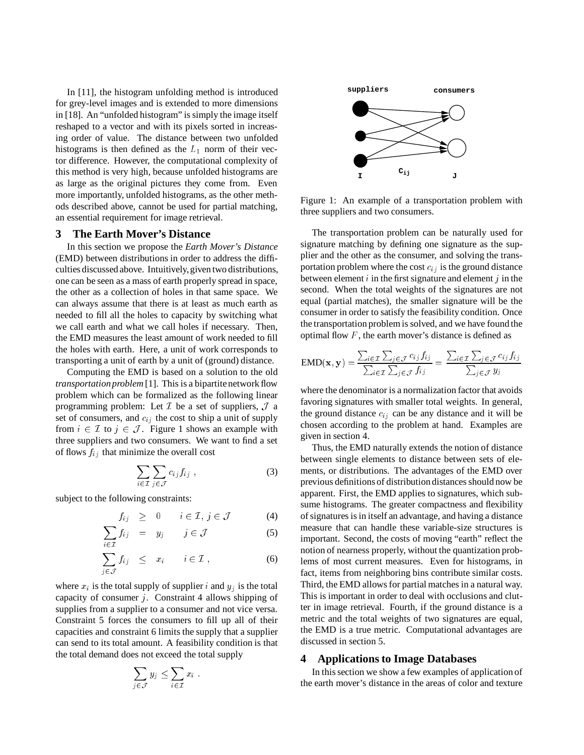In [11], the histogram unfolding method is introduced for grey-level images and is extended to more dimensions in [18]. An "unfolded histogram" is simply the image itself reshaped to a vector and with its pixels sorted in increasing order of value. The distance between two unfolded histograms is then defined as the $L_1$ norm of their vector difference. However, the computational complexity of this method is very high, because unfolded histograms are as large as the original pictures they come from. Even more importantly, unfolded histograms, as the other methods described above, cannot be used for partial matching, an essential requirement for image retrieval.

## 3 The Earth Mover's Distance

In this section we propose the *Earth Mover's Distance* (EMD) between distributions in order to address the difficulties discussed above. Intuitively, given two distributions, one can be seen as a mass of earth properly spread in space, the other as a collection of holes in that same space. We can always assume that there is at least as much earth as needed to fill all the holes to capacity by switching what we call earth and what we call holes if necessary. Then, the EMD measures the least amount of work needed to fill the holes with earth. Here, a unit of work corresponds to transporting a unit of earth by a unit of (ground) distance.

Computing the EMD is based on a solution to the old *transportation problem* [1]. This is a bipartite network flow problem which can be formalized as the following linear programming problem: Let $\mathcal{I}$ be a set of suppliers, $\mathcal{J}$ a set of consumers, and $c_{ij}$ the cost to ship a unit of supply from $i \in \mathcal{I}$ to $j \in \mathcal{J}$. Figure 1 shows an example with three suppliers and two consumers. We want to find a set of flows $f_{ij}$ that minimize the overall cost

$$\sum_{i \in \mathcal{I}} \sum_{j \in \mathcal{J}} c_{ij} f_{ij} \; , \tag{3}$$

subject to the following constraints:

$$f_{ij} \geq 0 \qquad i \in \mathcal{I},\, j \in \mathcal{J} \tag{4}$$

$$\sum_{i \in \mathcal{I}} f_{ij} = y_j \qquad j \in \mathcal{J} \tag{5}$$

$$\sum_{j \in \mathcal{J}} f_{ij} \leq x_i \qquad i \in \mathcal{I} \; , \tag{6}$$

where $x_i$ is the total supply of supplier $i$ and $y_j$ is the total capacity of consumer $j$. Constraint 4 allows shipping of supplies from a supplier to a consumer and not vice versa. Constraint 5 forces the consumers to fill up all of their capacities and constraint 6 limits the supply that a supplier can send to its total amount. A feasibility condition is that the total demand does not exceed the total supply

$$\sum_{j \in \mathcal{J}} y_j \leq \sum_{i \in \mathcal{I}} x_i \; .$$

Figure 1: An example of a transportation problem with three suppliers and two consumers.

The transportation problem can be naturally used for signature matching by defining one signature as the supplier and the other as the consumer, and solving the transportation problem where the cost $c_{ij}$ is the ground distance between element $i$ in the first signature and element $j$ in the second. When the total weights of the signatures are not equal (partial matches), the smaller signature will be the consumer in order to satisfy the feasibility condition. Once the transportation problem is solved, and we have found the optimal flow $F$, the earth mover's distance is defined as

$$\text{EMD}(\mathbf{x}, \mathbf{y}) = \frac{\sum_{i \in \mathcal{I}} \sum_{j \in \mathcal{J}} c_{ij} f_{ij}}{\sum_{i \in \mathcal{I}} \sum_{j \in \mathcal{J}} f_{ij}} = \frac{\sum_{i \in \mathcal{I}} \sum_{j \in \mathcal{J}} c_{ij} f_{ij}}{\sum_{j \in \mathcal{J}} y_j}$$

where the denominator is a normalization factor that avoids favoring signatures with smaller total weights. In general, the ground distance $c_{ij}$ can be any distance and it will be chosen according to the problem at hand. Examples are given in section 4.

Thus, the EMD naturally extends the notion of distance between single elements to distance between sets of elements, or distributions. The advantages of the EMD over previous definitions of distribution distances should now be apparent. First, the EMD applies to signatures, which subsume histograms. The greater compactness and flexibility of signatures is in itself an advantage, and having a distance measure that can handle these variable-size structures is important. Second, the costs of moving "earth" reflect the notion of nearness properly, without the quantization problems of most current measures. Even for histograms, in fact, items from neighboring bins contribute similar costs. Third, the EMD allows for partial matches in a natural way. This is important in order to deal with occlusions and clutter in image retrieval. Fourth, if the ground distance is a metric and the total weights of two signatures are equal, the EMD is a true metric. Computational advantages are discussed in section 5.

## 4 Applications to Image Databases

In this section we show a few examples of application of the earth mover's distance in the areas of color and texture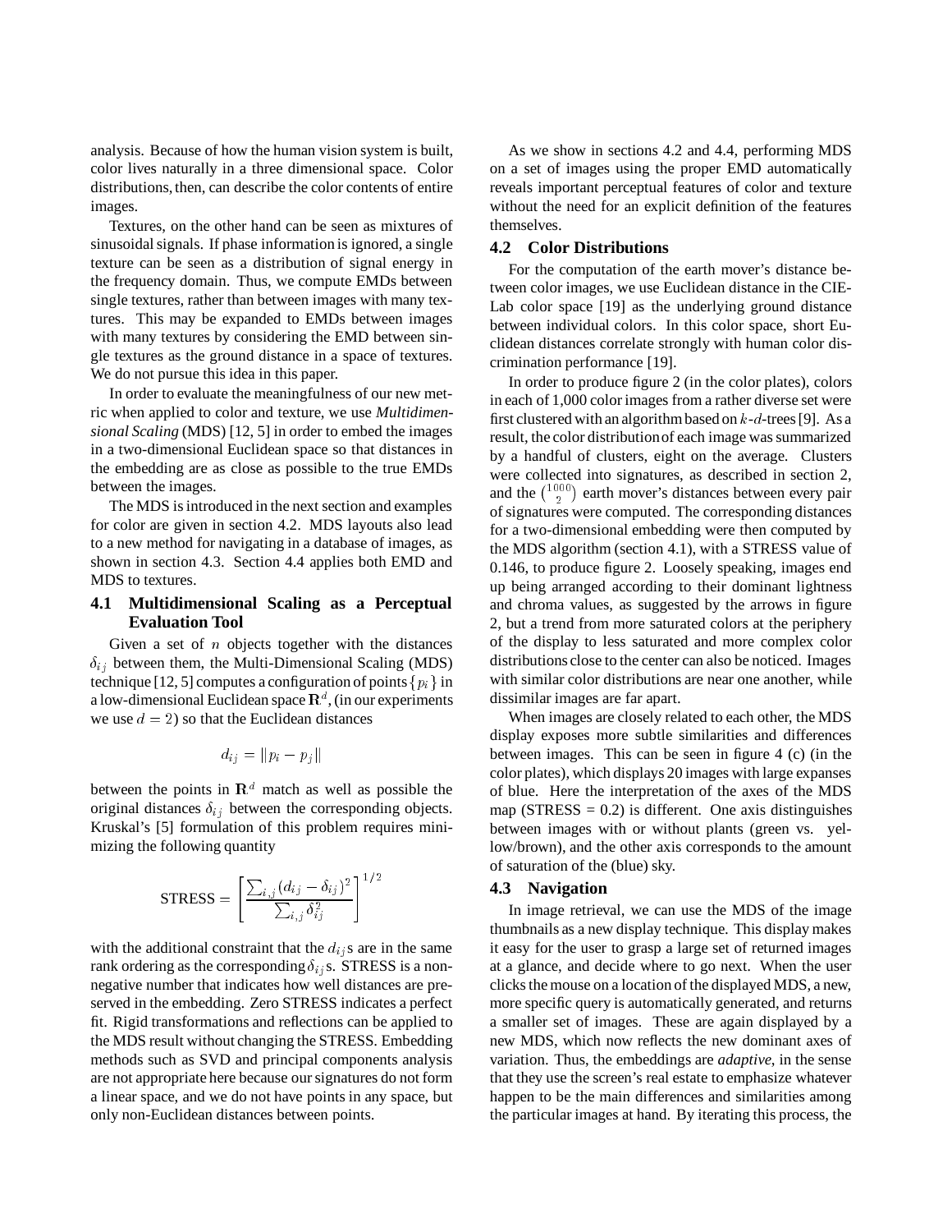analysis. Because of how the human vision system is built, color lives naturally in a three dimensional space. Color distributions, then, can describe the color contents of entire images.

Textures, on the other hand can be seen as mixtures of sinusoidal signals. If phase information is ignored, a single texture can be seen as a distribution of signal energy in the frequency domain. Thus, we compute EMDs between single textures, rather than between images with many textures. This may be expanded to EMDs between images with many textures by considering the EMD between single textures as the ground distance in a space of textures. We do not pursue this idea in this paper.

In order to evaluate the meaningfulness of our new metric when applied to color and texture, we use *Multidimensional Scaling* (MDS) [12, 5] in order to embed the images in a two-dimensional Euclidean space so that distances in the embedding are as close as possible to the true EMDs between the images.

The MDS is introduced in the next section and examples for color are given in section 4.2. MDS layouts also lead to a new method for navigating in a database of images, as shown in section 4.3. Section 4.4 applies both EMD and MDS to textures.

### 4.1 Multidimensional Scaling as a Perceptual Evaluation Tool

Given a set of $n$ objects together with the distances $\delta_{ij}$ between them, the Multi-Dimensional Scaling (MDS) technique [12, 5] computes a configuration of points $\{p_i\}$ in a low-dimensional Euclidean space $\mathbf{R}^d$, (in our experiments we use $d = 2$) so that the Euclidean distances

$$d_{ij} = \|p_i - p_j\|$$

between the points in $\mathbf{R}^d$ match as well as possible the original distances $\delta_{ij}$ between the corresponding objects. Kruskal's [5] formulation of this problem requires minimizing the following quantity

$$\text{STRESS} = \left[ \frac{\sum_{i,j}(d_{ij} - \delta_{ij})^2}{\sum_{i,j}\delta_{ij}^2} \right]^{1/2}$$

with the additional constraint that the $d_{ij}$s are in the same rank ordering as the corresponding $\delta_{ij}$s. STRESS is a non-negative number that indicates how well distances are preserved in the embedding. Zero STRESS indicates a perfect fit. Rigid transformations and reflections can be applied to the MDS result without changing the STRESS. Embedding methods such as SVD and principal components analysis are not appropriate here because our signatures do not form a linear space, and we do not have points in any space, but only non-Euclidean distances between points.

As we show in sections 4.2 and 4.4, performing MDS on a set of images using the proper EMD automatically reveals important perceptual features of color and texture without the need for an explicit definition of the features themselves.

### 4.2 Color Distributions

For the computation of the earth mover's distance between color images, we use Euclidean distance in the CIE-Lab color space [19] as the underlying ground distance between individual colors. In this color space, short Euclidean distances correlate strongly with human color discrimination performance [19].

In order to produce figure 2 (in the color plates), colors in each of 1,000 color images from a rather diverse set were first clustered with an algorithm based on $k$-$d$-trees [9]. As a result, the color distribution of each image was summarized by a handful of clusters, eight on the average. Clusters were collected into signatures, as described in section 2, and the $\binom{1000}{2}$ earth mover's distances between every pair of signatures were computed. The corresponding distances for a two-dimensional embedding were then computed by the MDS algorithm (section 4.1), with a STRESS value of 0.146, to produce figure 2. Loosely speaking, images end up being arranged according to their dominant lightness and chroma values, as suggested by the arrows in figure 2, but a trend from more saturated colors at the periphery of the display to less saturated and more complex color distributions close to the center can also be noticed. Images with similar color distributions are near one another, while dissimilar images are far apart.

When images are closely related to each other, the MDS display exposes more subtle similarities and differences between images. This can be seen in figure 4 (c) (in the color plates), which displays 20 images with large expanses of blue. Here the interpretation of the axes of the MDS map (STRESS = 0.2) is different. One axis distinguishes between images with or without plants (green vs. yellow/brown), and the other axis corresponds to the amount of saturation of the (blue) sky.

### 4.3 Navigation

In image retrieval, we can use the MDS of the image thumbnails as a new display technique. This display makes it easy for the user to grasp a large set of returned images at a glance, and decide where to go next. When the user clicks the mouse on a location of the displayed MDS, a new, more specific query is automatically generated, and returns a smaller set of images. These are again displayed by a new MDS, which now reflects the new dominant axes of variation. Thus, the embeddings are *adaptive*, in the sense that they use the screen's real estate to emphasize whatever happen to be the main differences and similarities among the particular images at hand. By iterating this process, the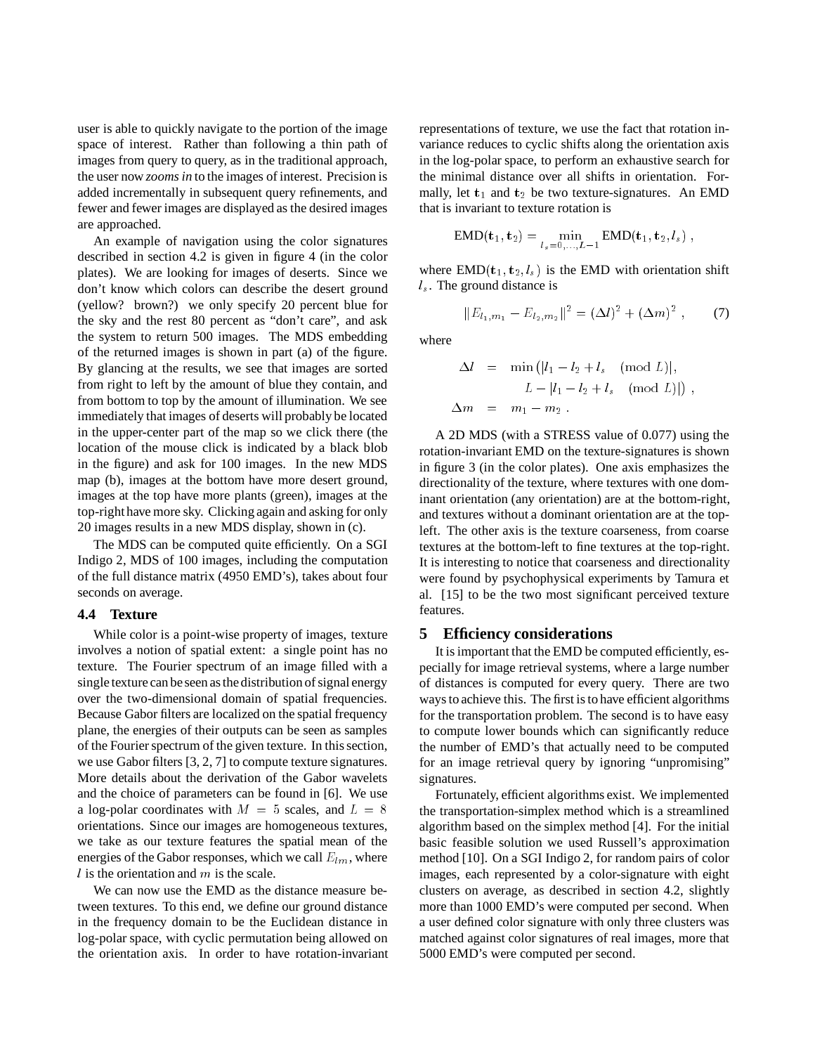user is able to quickly navigate to the portion of the image space of interest. Rather than following a thin path of images from query to query, as in the traditional approach, the user now *zooms in* to the images of interest. Precision is added incrementally in subsequent query refinements, and fewer and fewer images are displayed as the desired images are approached.

An example of navigation using the color signatures described in section 4.2 is given in figure 4 (in the color plates). We are looking for images of deserts. Since we don't know which colors can describe the desert ground (yellow? brown?) we only specify 20 percent blue for the sky and the rest 80 percent as "don't care", and ask the system to return 500 images. The MDS embedding of the returned images is shown in part (a) of the figure. By glancing at the results, we see that images are sorted from right to left by the amount of blue they contain, and from bottom to top by the amount of illumination. We see immediately that images of deserts will probably be located in the upper-center part of the map so we click there (the location of the mouse click is indicated by a black blob in the figure) and ask for 100 images. In the new MDS map (b), images at the bottom have more desert ground, images at the top have more plants (green), images at the top-right have more sky. Clicking again and asking for only 20 images results in a new MDS display, shown in (c).

The MDS can be computed quite efficiently. On a SGI Indigo 2, MDS of 100 images, including the computation of the full distance matrix (4950 EMD's), takes about four seconds on average.

### 4.4 Texture

While color is a point-wise property of images, texture involves a notion of spatial extent: a single point has no texture. The Fourier spectrum of an image filled with a single texture can be seen as the distribution of signal energy over the two-dimensional domain of spatial frequencies. Because Gabor filters are localized on the spatial frequency plane, the energies of their outputs can be seen as samples of the Fourier spectrum of the given texture. In this section, we use Gabor filters [3, 2, 7] to compute texture signatures. More details about the derivation of the Gabor wavelets and the choice of parameters can be found in [6]. We use a log-polar coordinates with $M = 5$ scales, and $L = 8$ orientations. Since our images are homogeneous textures, we take as our texture features the spatial mean of the energies of the Gabor responses, which we call $E_{lm}$, where $l$ is the orientation and $m$ is the scale.

We can now use the EMD as the distance measure between textures. To this end, we define our ground distance in the frequency domain to be the Euclidean distance in log-polar space, with cyclic permutation being allowed on the orientation axis. In order to have rotation-invariant representations of texture, we use the fact that rotation invariance reduces to cyclic shifts along the orientation axis in the log-polar space, to perform an exhaustive search for the minimal distance over all shifts in orientation. Formally, let $\mathbf{t}_1$ and $\mathbf{t}_2$ be two texture-signatures. An EMD that is invariant to texture rotation is

$$\text{EMD}(\mathbf{t}_1, \mathbf{t}_2) = \min_{l_s = 0,\ldots,L-1} \text{EMD}(\mathbf{t}_1, \mathbf{t}_2, l_s) ,$$

where $\text{EMD}(\mathbf{t}_1, \mathbf{t}_2, l_s)$ is the EMD with orientation shift $l_s$. The ground distance is

$$\| E_{l_1,m_1} - E_{l_2,m_2} \|^2 = (\Delta l)^2 + (\Delta m)^2 , \qquad (7)$$

where

$$\begin{aligned} \Delta l &= \min\big( |l_1 - l_2 + l_s \pmod L|, \\ &\qquad L - |l_1 - l_2 + l_s \pmod L| \big) , \\ \Delta m &= m_1 - m_2 . \end{aligned}$$

A 2D MDS (with a STRESS value of 0.077) using the rotation-invariant EMD on the texture-signatures is shown in figure 3 (in the color plates). One axis emphasizes the directionality of the texture, where textures with one dominant orientation (any orientation) are at the bottom-right, and textures without a dominant orientation are at the top-left. The other axis is the texture coarseness, from coarse textures at the bottom-left to fine textures at the top-right. It is interesting to notice that coarseness and directionality were found by psychophysical experiments by Tamura et al. [15] to be the two most significant perceived texture features.

## 5 Efficiency considerations

It is important that the EMD be computed efficiently, especially for image retrieval systems, where a large number of distances is computed for every query. There are two ways to achieve this. The first is to have efficient algorithms for the transportation problem. The second is to have easy to compute lower bounds which can significantly reduce the number of EMD's that actually need to be computed for an image retrieval query by ignoring "unpromising" signatures.

Fortunately, efficient algorithms exist. We implemented the transportation-simplex method which is a streamlined algorithm based on the simplex method [4]. For the initial basic feasible solution we used Russell's approximation method [10]. On a SGI Indigo 2, for random pairs of color images, each represented by a color-signature with eight clusters on average, as described in section 4.2, slightly more than 1000 EMD's were computed per second. When a user defined color signature with only three clusters was matched against color signatures of real images, more that 5000 EMD's were computed per second.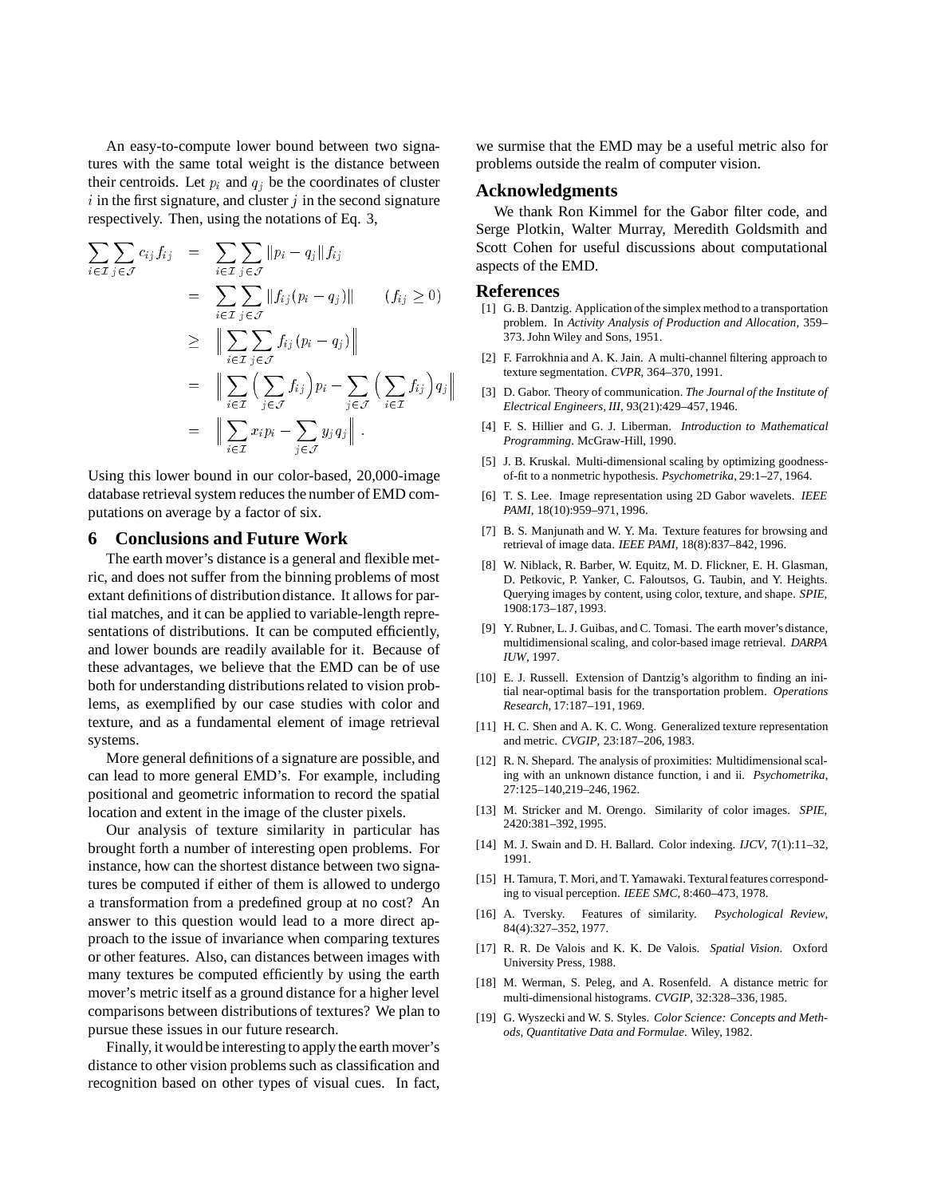An easy-to-compute lower bound between two signatures with the same total weight is the distance between their centroids. Let $p_i$ and $q_j$ be the coordinates of cluster $i$ in the first signature, and cluster $j$ in the second signature respectively. Then, using the notations of Eq. 3,

$$
\begin{aligned}
\sum_{i \in \mathcal{I}} \sum_{j \in \mathcal{J}} c_{ij} f_{ij} &= \sum_{i \in \mathcal{I}} \sum_{j \in \mathcal{J}} \| p_i - q_j \| f_{ij} \\
&= \sum_{i \in \mathcal{I}} \sum_{j \in \mathcal{J}} \| f_{ij} (p_i - q_j) \| \qquad (f_{ij} \geq 0) \\
&\geq \Big\| \sum_{i \in \mathcal{I}} \sum_{j \in \mathcal{J}} f_{ij} (p_i - q_j) \Big\| \\
&= \Big\| \sum_{i \in \mathcal{I}} \Big( \sum_{j \in \mathcal{J}} f_{ij} \Big) p_i - \sum_{j \in \mathcal{J}} \Big( \sum_{i \in \mathcal{I}} f_{ij} \Big) q_j \Big\| \\
&= \Big\| \sum_{i \in \mathcal{I}} x_i p_i - \sum_{j \in \mathcal{J}} y_j q_j \Big\| .
\end{aligned}
$$

Using this lower bound in our color-based, 20,000-image database retrieval system reduces the number of EMD computations on average by a factor of six.

## 6 Conclusions and Future Work

The earth mover's distance is a general and flexible metric, and does not suffer from the binning problems of most extant definitions of distribution distance. It allows for partial matches, and it can be applied to variable-length representations of distributions. It can be computed efficiently, and lower bounds are readily available for it. Because of these advantages, we believe that the EMD can be of use both for understanding distributions related to vision problems, as exemplified by our case studies with color and texture, and as a fundamental element of image retrieval systems.

More general definitions of a signature are possible, and can lead to more general EMD's. For example, including positional and geometric information to record the spatial location and extent in the image of the cluster pixels.

Our analysis of texture similarity in particular has brought forth a number of interesting open problems. For instance, how can the shortest distance between two signatures be computed if either of them is allowed to undergo a transformation from a predefined group at no cost? An answer to this question would lead to a more direct approach to the issue of invariance when comparing textures or other features. Also, can distances between images with many textures be computed efficiently by using the earth mover's metric itself as a ground distance for a higher level comparisons between distributions of textures? We plan to pursue these issues in our future research.

Finally, it would be interesting to apply the earth mover's distance to other vision problems such as classification and recognition based on other types of visual cues. In fact, we surmise that the EMD may be a useful metric also for problems outside the realm of computer vision.

## Acknowledgments

We thank Ron Kimmel for the Gabor filter code, and Serge Plotkin, Walter Murray, Meredith Goldsmith and Scott Cohen for useful discussions about computational aspects of the EMD.

## References

[1] G. B. Dantzig. Application of the simplex method to a transportation problem. In *Activity Analysis of Production and Allocation*, 359–373. John Wiley and Sons, 1951.

[2] F. Farrokhnia and A. K. Jain. A multi-channel filtering approach to texture segmentation. *CVPR*, 364–370, 1991.

[3] D. Gabor. Theory of communication. *The Journal of the Institute of Electrical Engineers, III*, 93(21):429–457, 1946.

[4] F. S. Hillier and G. J. Liberman. *Introduction to Mathematical Programming*. McGraw-Hill, 1990.

[5] J. B. Kruskal. Multi-dimensional scaling by optimizing goodness-of-fit to a nonmetric hypothesis. *Psychometrika*, 29:1–27, 1964.

[6] T. S. Lee. Image representation using 2D Gabor wavelets. *IEEE PAMI*, 18(10):959–971, 1996.

[7] B. S. Manjunath and W. Y. Ma. Texture features for browsing and retrieval of image data. *IEEE PAMI*, 18(8):837–842, 1996.

[8] W. Niblack, R. Barber, W. Equitz, M. D. Flickner, E. H. Glasman, D. Petkovic, P. Yanker, C. Faloutsos, G. Taubin, and Y. Heights. Querying images by content, using color, texture, and shape. *SPIE*, 1908:173–187, 1993.

[9] Y. Rubner, L. J. Guibas, and C. Tomasi. The earth mover's distance, multidimensional scaling, and color-based image retrieval. *DARPA IUW*, 1997.

[10] E. J. Russell. Extension of Dantzig's algorithm to finding an initial near-optimal basis for the transportation problem. *Operations Research*, 17:187–191, 1969.

[11] H. C. Shen and A. K. C. Wong. Generalized texture representation and metric. *CVGIP*, 23:187–206, 1983.

[12] R. N. Shepard. The analysis of proximities: Multidimensional scaling with an unknown distance function, i and ii. *Psychometrika*, 27:125–140,219–246, 1962.

[13] M. Stricker and M. Orengo. Similarity of color images. *SPIE*, 2420:381–392, 1995.

[14] M. J. Swain and D. H. Ballard. Color indexing. *IJCV*, 7(1):11–32, 1991.

[15] H. Tamura, T. Mori, and T. Yamawaki. Textural features corresponding to visual perception. *IEEE SMC*, 8:460–473, 1978.

[16] A. Tversky. Features of similarity. *Psychological Review*, 84(4):327–352, 1977.

[17] R. R. De Valois and K. K. De Valois. *Spatial Vision*. Oxford University Press, 1988.

[18] M. Werman, S. Peleg, and A. Rosenfeld. A distance metric for multi-dimensional histograms. *CVGIP*, 32:328–336, 1985.

[19] G. Wyszecki and W. S. Styles. *Color Science: Concepts and Methods, Quantitative Data and Formulae*. Wiley, 1982.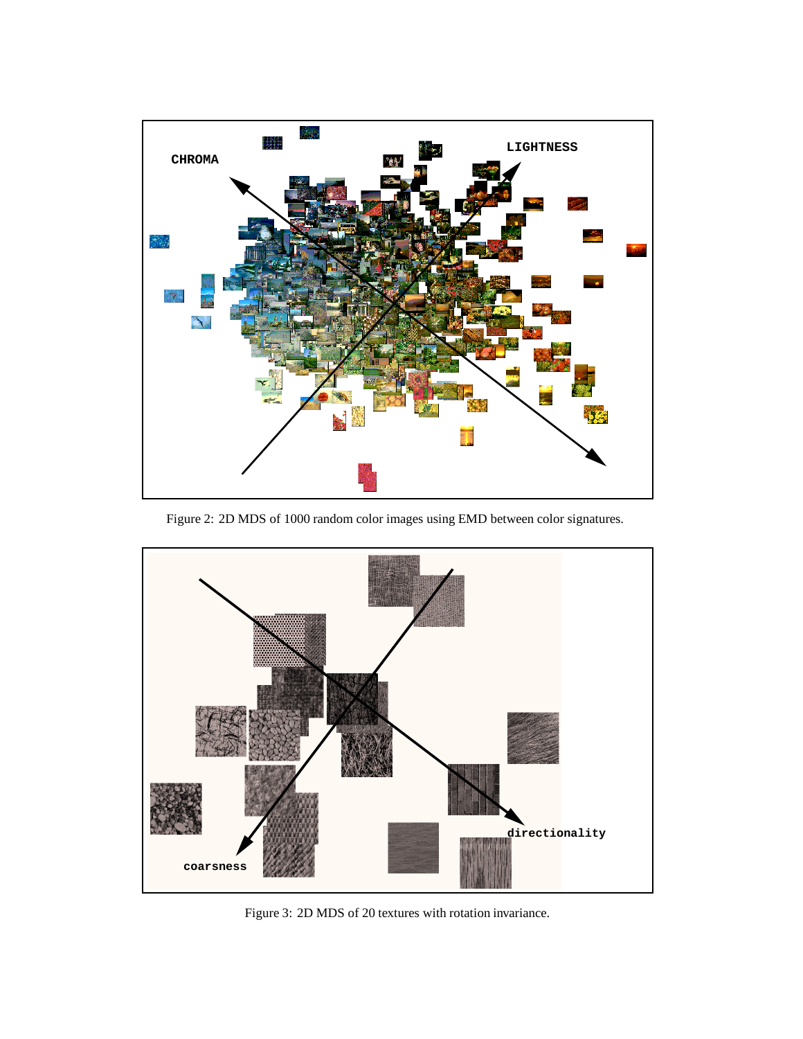Figure 2: 2D MDS of 1000 random color images using EMD between color signatures.

Figure 3: 2D MDS of 20 textures with rotation invariance.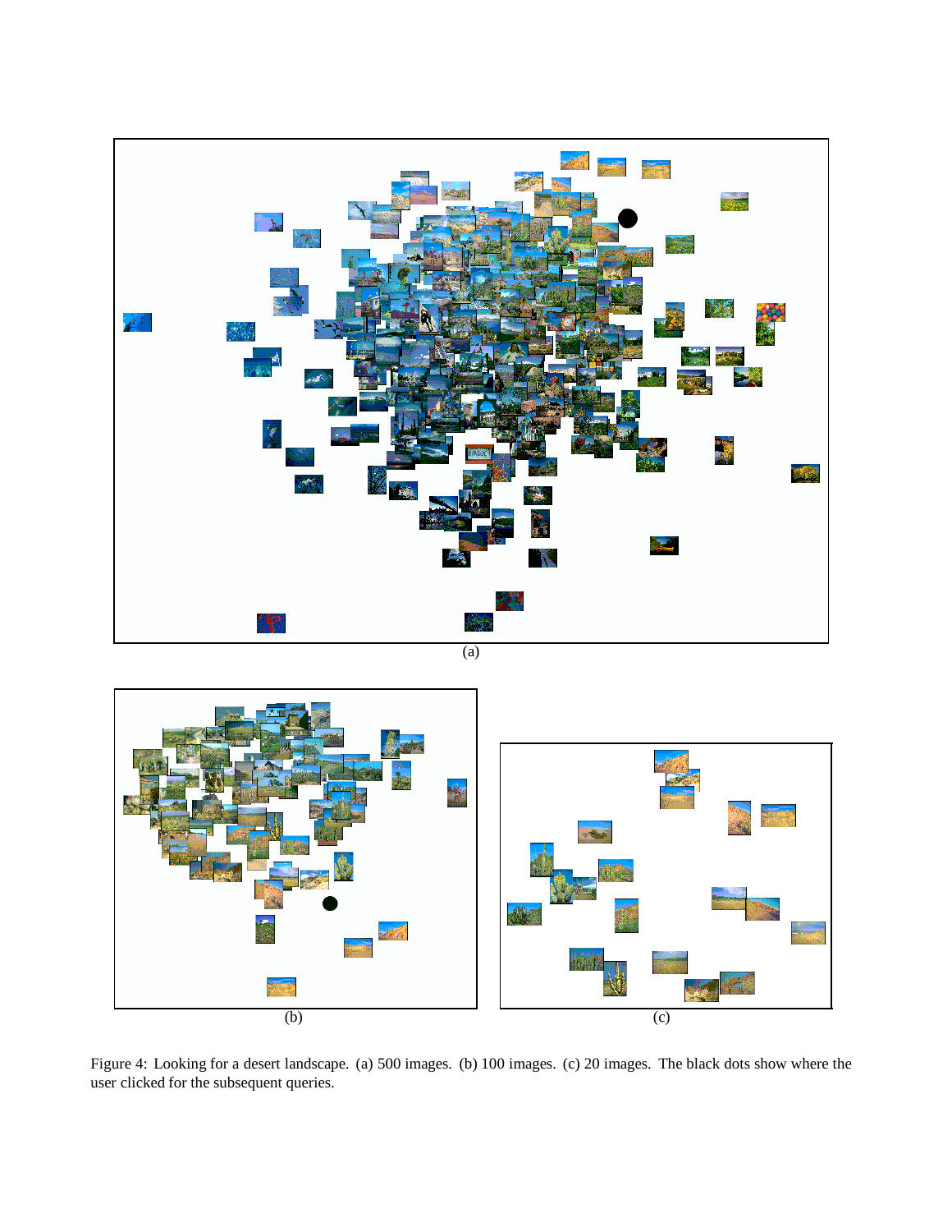(a)

(b)

(c)

Figure 4: Looking for a desert landscape. (a) 500 images. (b) 100 images. (c) 20 images. The black dots show where the user clicked for the subsequent queries.